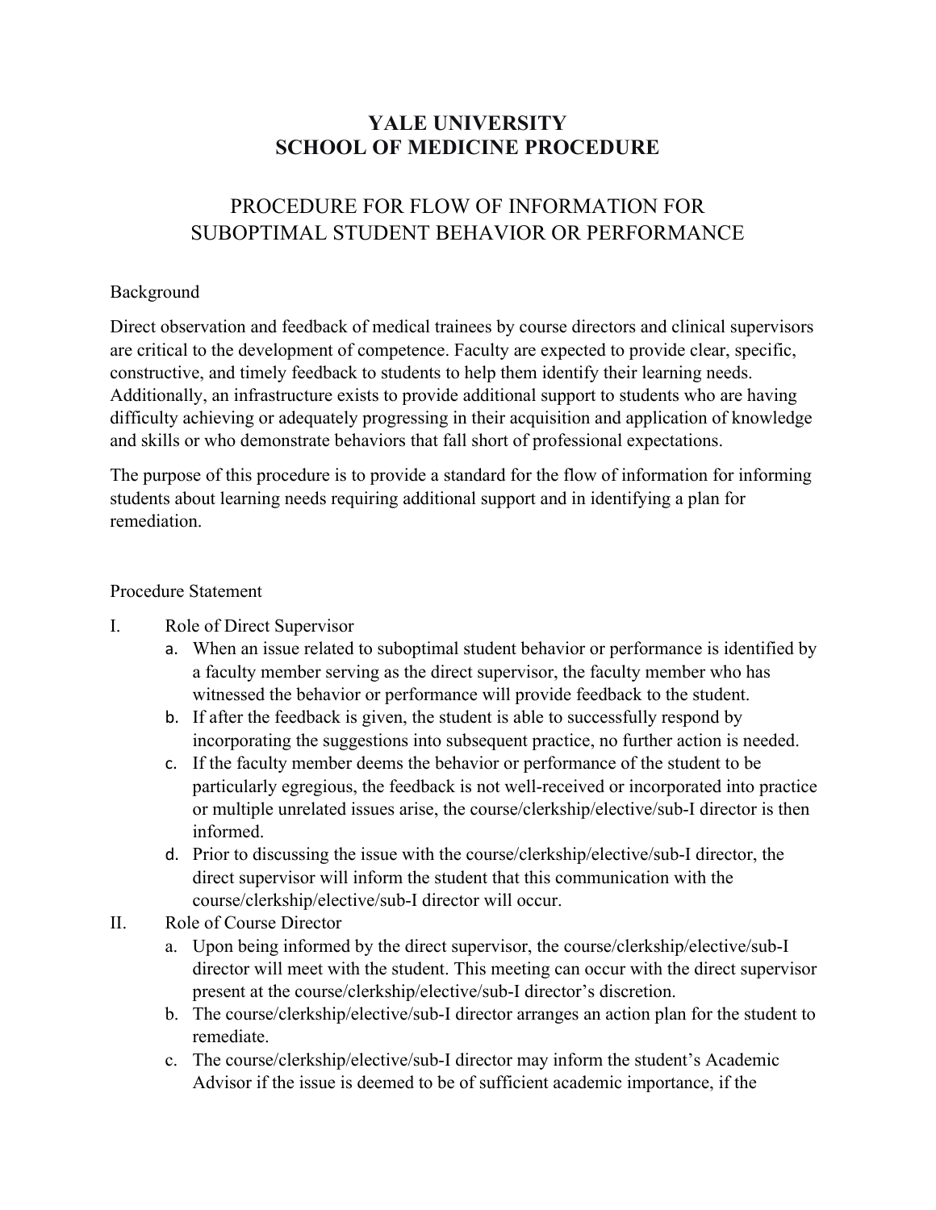# YALE UNIVERSITY
# SCHOOL OF MEDICINE PROCEDURE

## PROCEDURE FOR FLOW OF INFORMATION FOR SUBOPTIMAL STUDENT BEHAVIOR OR PERFORMANCE

### Background

Direct observation and feedback of medical trainees by course directors and clinical supervisors are critical to the development of competence. Faculty are expected to provide clear, specific, constructive, and timely feedback to students to help them identify their learning needs. Additionally, an infrastructure exists to provide additional support to students who are having difficulty achieving or adequately progressing in their acquisition and application of knowledge and skills or who demonstrate behaviors that fall short of professional expectations.

The purpose of this procedure is to provide a standard for the flow of information for informing students about learning needs requiring additional support and in identifying a plan for remediation.

### Procedure Statement

I. Role of Direct Supervisor
   a. When an issue related to suboptimal student behavior or performance is identified by a faculty member serving as the direct supervisor, the faculty member who has witnessed the behavior or performance will provide feedback to the student.
   b. If after the feedback is given, the student is able to successfully respond by incorporating the suggestions into subsequent practice, no further action is needed.
   c. If the faculty member deems the behavior or performance of the student to be particularly egregious, the feedback is not well-received or incorporated into practice or multiple unrelated issues arise, the course/clerkship/elective/sub-I director is then informed.
   d. Prior to discussing the issue with the course/clerkship/elective/sub-I director, the direct supervisor will inform the student that this communication with the course/clerkship/elective/sub-I director will occur.

II. Role of Course Director
   a. Upon being informed by the direct supervisor, the course/clerkship/elective/sub-I director will meet with the student. This meeting can occur with the direct supervisor present at the course/clerkship/elective/sub-I director's discretion.
   b. The course/clerkship/elective/sub-I director arranges an action plan for the student to remediate.
   c. The course/clerkship/elective/sub-I director may inform the student's Academic Advisor if the issue is deemed to be of sufficient academic importance, if the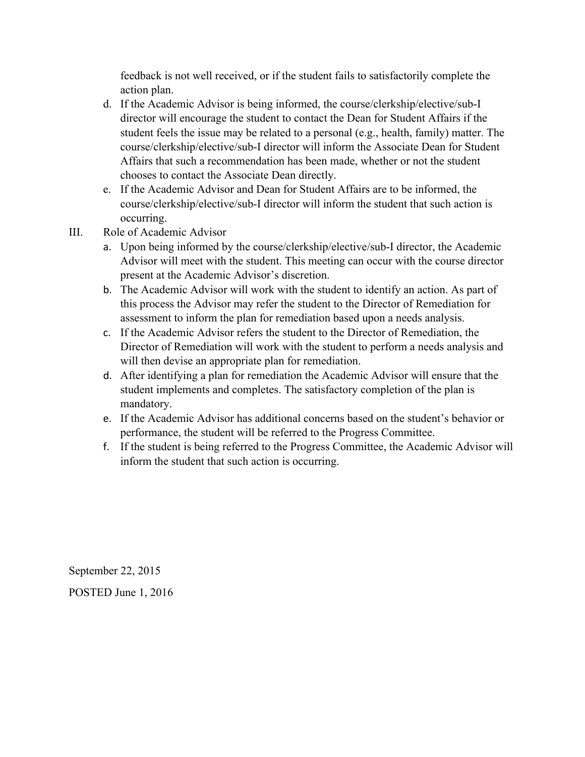feedback is not well received, or if the student fails to satisfactorily complete the action plan.

d. If the Academic Advisor is being informed, the course/clerkship/elective/sub-I director will encourage the student to contact the Dean for Student Affairs if the student feels the issue may be related to a personal (e.g., health, family) matter. The course/clerkship/elective/sub-I director will inform the Associate Dean for Student Affairs that such a recommendation has been made, whether or not the student chooses to contact the Associate Dean directly.

e. If the Academic Advisor and Dean for Student Affairs are to be informed, the course/clerkship/elective/sub-I director will inform the student that such action is occurring.

III. Role of Academic Advisor

a. Upon being informed by the course/clerkship/elective/sub-I director, the Academic Advisor will meet with the student. This meeting can occur with the course director present at the Academic Advisor's discretion.

b. The Academic Advisor will work with the student to identify an action. As part of this process the Advisor may refer the student to the Director of Remediation for assessment to inform the plan for remediation based upon a needs analysis.

c. If the Academic Advisor refers the student to the Director of Remediation, the Director of Remediation will work with the student to perform a needs analysis and will then devise an appropriate plan for remediation.

d. After identifying a plan for remediation the Academic Advisor will ensure that the student implements and completes. The satisfactory completion of the plan is mandatory.

e. If the Academic Advisor has additional concerns based on the student's behavior or performance, the student will be referred to the Progress Committee.

f. If the student is being referred to the Progress Committee, the Academic Advisor will inform the student that such action is occurring.

September 22, 2015

POSTED June 1, 2016